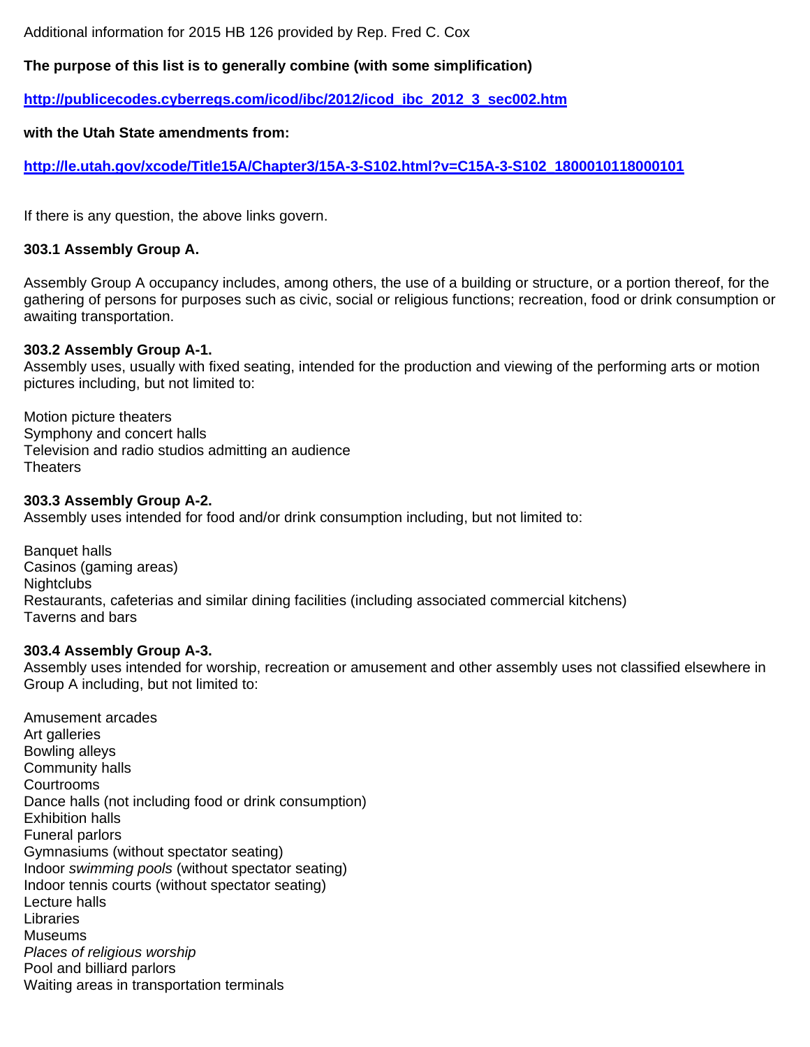Additional information for 2015 HB 126 provided by Rep. Fred C. Cox

**The purpose of this list is to generally combine (with some simplification)**

**[http://publicecodes.cyberregs.com/icod/ibc/2012/icod_ibc_2012_3_sec002.htm](http://publicecodes.cyberregs.com/icod/ibc/2012/icod_ibc_2012_3_sec002.htm)**

**with the Utah State amendments from:**

**[http://le.utah.gov/xcode/Title15A/Chapter3/15A-3-S102.html?v=C15A-3-S102_1800010118000101](http://le.utah.gov/xcode/Title15A/Chapter3/15A-3-S102.html?v=C15A-3-S102_1800010118000101)**

If there is any question, the above links govern.

### 303.1 Assembly Group A.

Assembly Group A occupancy includes, among others, the use of a building or structure, or a portion thereof, for the gathering of persons for purposes such as civic, social or religious functions; recreation, food or drink consumption or awaiting transportation.

### 303.2 Assembly Group A-1.

Assembly uses, usually with fixed seating, intended for the production and viewing of the performing arts or motion pictures including, but not limited to:

Motion picture theaters
Symphony and concert halls
Television and radio studios admitting an audience
Theaters

### 303.3 Assembly Group A-2.

Assembly uses intended for food and/or drink consumption including, but not limited to:

Banquet halls
Casinos (gaming areas)
Nightclubs
Restaurants, cafeterias and similar dining facilities (including associated commercial kitchens)
Taverns and bars

### 303.4 Assembly Group A-3.

Assembly uses intended for worship, recreation or amusement and other assembly uses not classified elsewhere in Group A including, but not limited to:

Amusement arcades
Art galleries
Bowling alleys
Community halls
Courtrooms
Dance halls (not including food or drink consumption)
Exhibition halls
Funeral parlors
Gymnasiums (without spectator seating)
Indoor *swimming pools* (without spectator seating)
Indoor tennis courts (without spectator seating)
Lecture halls
Libraries
Museums
*Places of religious worship*
Pool and billiard parlors
Waiting areas in transportation terminals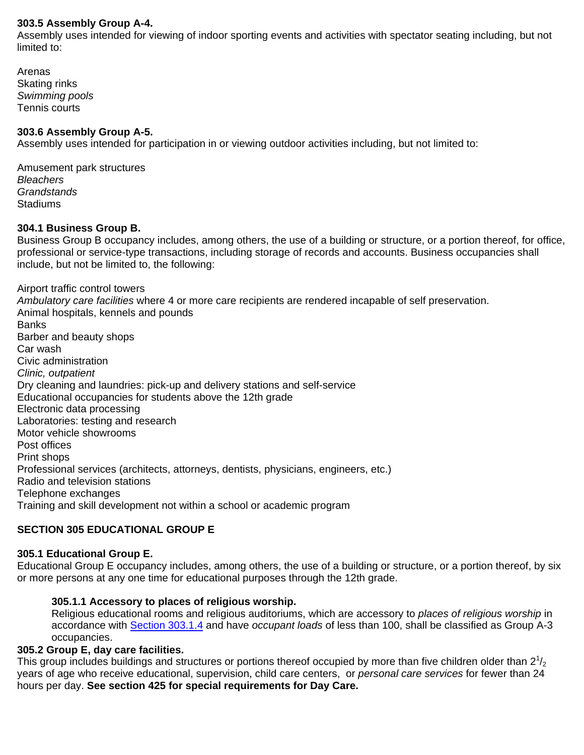**303.5 Assembly Group A-4.**
Assembly uses intended for viewing of indoor sporting events and activities with spectator seating including, but not limited to:

Arenas
Skating rinks
*Swimming pools*
Tennis courts

**303.6 Assembly Group A-5.**
Assembly uses intended for participation in or viewing outdoor activities including, but not limited to:

Amusement park structures
*Bleachers*
*Grandstands*
Stadiums

**304.1 Business Group B.**
Business Group B occupancy includes, among others, the use of a building or structure, or a portion thereof, for office, professional or service-type transactions, including storage of records and accounts. Business occupancies shall include, but not be limited to, the following:

Airport traffic control towers
*Ambulatory care facilities* where 4 or more care recipients are rendered incapable of self preservation.
Animal hospitals, kennels and pounds
Banks
Barber and beauty shops
Car wash
Civic administration
*Clinic, outpatient*
Dry cleaning and laundries: pick-up and delivery stations and self-service
Educational occupancies for students above the 12th grade
Electronic data processing
Laboratories: testing and research
Motor vehicle showrooms
Post offices
Print shops
Professional services (architects, attorneys, dentists, physicians, engineers, etc.)
Radio and television stations
Telephone exchanges
Training and skill development not within a school or academic program

**SECTION 305 EDUCATIONAL GROUP E**

**305.1 Educational Group E.**
Educational Group E occupancy includes, among others, the use of a building or structure, or a portion thereof, by six or more persons at any one time for educational purposes through the 12th grade.

> **305.1.1 Accessory to places of religious worship.**
> Religious educational rooms and religious auditoriums, which are accessory to *places of religious worship* in accordance with Section 303.1.4 and have *occupant loads* of less than 100, shall be classified as Group A-3 occupancies.

**305.2 Group E, day care facilities.**
This group includes buildings and structures or portions thereof occupied by more than five children older than $2^1/_2$ years of age who receive educational, supervision, child care centers, or *personal care services* for fewer than 24 hours per day. **See section 425 for special requirements for Day Care.**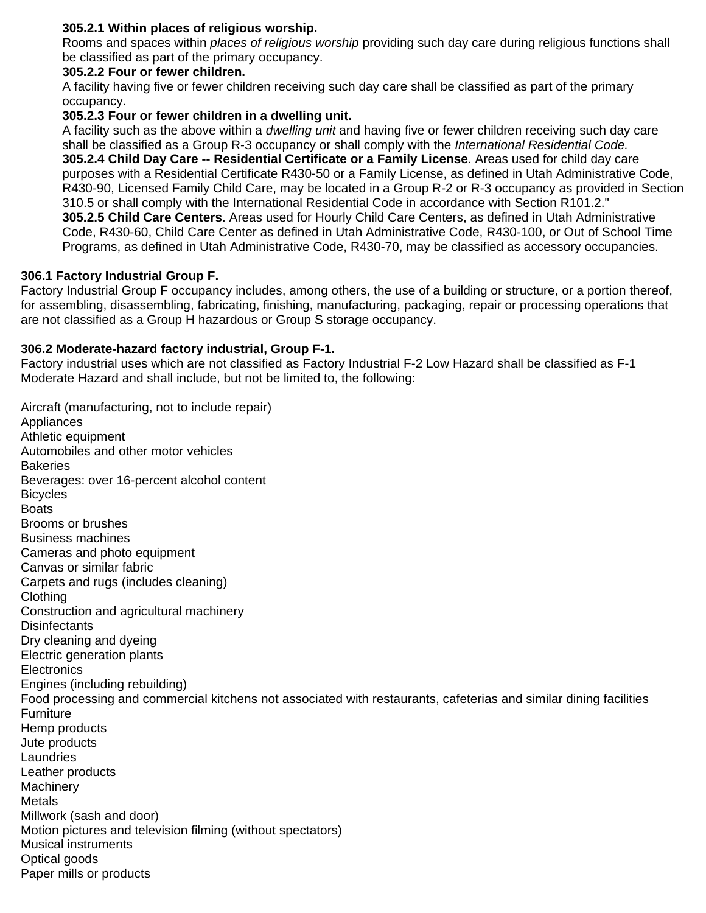**305.2.1 Within places of religious worship.**
Rooms and spaces within *places of religious worship* providing such day care during religious functions shall be classified as part of the primary occupancy.

**305.2.2 Four or fewer children.**
A facility having five or fewer children receiving such day care shall be classified as part of the primary occupancy.

**305.2.3 Four or fewer children in a dwelling unit.**
A facility such as the above within a *dwelling unit* and having five or fewer children receiving such day care shall be classified as a Group R-3 occupancy or shall comply with the *International Residential Code.*

**305.2.4 Child Day Care -- Residential Certificate or a Family License**. Areas used for child day care purposes with a Residential Certificate R430-50 or a Family License, as defined in Utah Administrative Code, R430-90, Licensed Family Child Care, may be located in a Group R-2 or R-3 occupancy as provided in Section 310.5 or shall comply with the International Residential Code in accordance with Section R101.2."

**305.2.5 Child Care Centers**. Areas used for Hourly Child Care Centers, as defined in Utah Administrative Code, R430-60, Child Care Center as defined in Utah Administrative Code, R430-100, or Out of School Time Programs, as defined in Utah Administrative Code, R430-70, may be classified as accessory occupancies.

**306.1 Factory Industrial Group F.**
Factory Industrial Group F occupancy includes, among others, the use of a building or structure, or a portion thereof, for assembling, disassembling, fabricating, finishing, manufacturing, packaging, repair or processing operations that are not classified as a Group H hazardous or Group S storage occupancy.

**306.2 Moderate-hazard factory industrial, Group F-1.**
Factory industrial uses which are not classified as Factory Industrial F-2 Low Hazard shall be classified as F-1 Moderate Hazard and shall include, but not be limited to, the following:

Aircraft (manufacturing, not to include repair)
Appliances
Athletic equipment
Automobiles and other motor vehicles
Bakeries
Beverages: over 16-percent alcohol content
Bicycles
Boats
Brooms or brushes
Business machines
Cameras and photo equipment
Canvas or similar fabric
Carpets and rugs (includes cleaning)
Clothing
Construction and agricultural machinery
Disinfectants
Dry cleaning and dyeing
Electric generation plants
Electronics
Engines (including rebuilding)
Food processing and commercial kitchens not associated with restaurants, cafeterias and similar dining facilities
Furniture
Hemp products
Jute products
Laundries
Leather products
Machinery
Metals
Millwork (sash and door)
Motion pictures and television filming (without spectators)
Musical instruments
Optical goods
Paper mills or products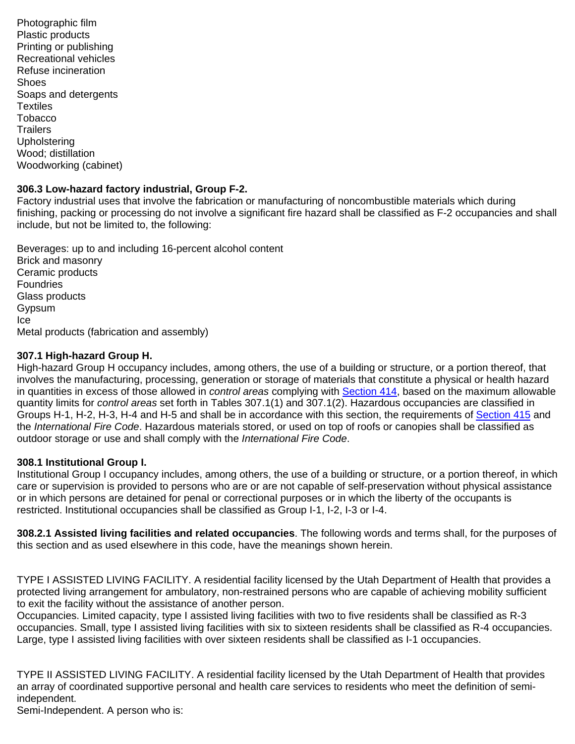Photographic film
Plastic products
Printing or publishing
Recreational vehicles
Refuse incineration
Shoes
Soaps and detergents
Textiles
Tobacco
Trailers
Upholstering
Wood; distillation
Woodworking (cabinet)

**306.3 Low-hazard factory industrial, Group F-2.**
Factory industrial uses that involve the fabrication or manufacturing of noncombustible materials which during finishing, packing or processing do not involve a significant fire hazard shall be classified as F-2 occupancies and shall include, but not be limited to, the following:

Beverages: up to and including 16-percent alcohol content
Brick and masonry
Ceramic products
Foundries
Glass products
Gypsum
Ice
Metal products (fabrication and assembly)

**307.1 High-hazard Group H.**
High-hazard Group H occupancy includes, among others, the use of a building or structure, or a portion thereof, that involves the manufacturing, processing, generation or storage of materials that constitute a physical or health hazard in quantities in excess of those allowed in *control areas* complying with Section 414, based on the maximum allowable quantity limits for *control areas* set forth in Tables 307.1(1) and 307.1(2). Hazardous occupancies are classified in Groups H-1, H-2, H-3, H-4 and H-5 and shall be in accordance with this section, the requirements of Section 415 and the *International Fire Code*. Hazardous materials stored, or used on top of roofs or canopies shall be classified as outdoor storage or use and shall comply with the *International Fire Code*.

**308.1 Institutional Group I.**
Institutional Group I occupancy includes, among others, the use of a building or structure, or a portion thereof, in which care or supervision is provided to persons who are or are not capable of self-preservation without physical assistance or in which persons are detained for penal or correctional purposes or in which the liberty of the occupants is restricted. Institutional occupancies shall be classified as Group I-1, I-2, I-3 or I-4.

**308.2.1 Assisted living facilities and related occupancies**. The following words and terms shall, for the purposes of this section and as used elsewhere in this code, have the meanings shown herein.

TYPE I ASSISTED LIVING FACILITY. A residential facility licensed by the Utah Department of Health that provides a protected living arrangement for ambulatory, non-restrained persons who are capable of achieving mobility sufficient to exit the facility without the assistance of another person.
Occupancies. Limited capacity, type I assisted living facilities with two to five residents shall be classified as R-3 occupancies. Small, type I assisted living facilities with six to sixteen residents shall be classified as R-4 occupancies. Large, type I assisted living facilities with over sixteen residents shall be classified as I-1 occupancies.

TYPE II ASSISTED LIVING FACILITY. A residential facility licensed by the Utah Department of Health that provides an array of coordinated supportive personal and health care services to residents who meet the definition of semi-independent.
Semi-Independent. A person who is: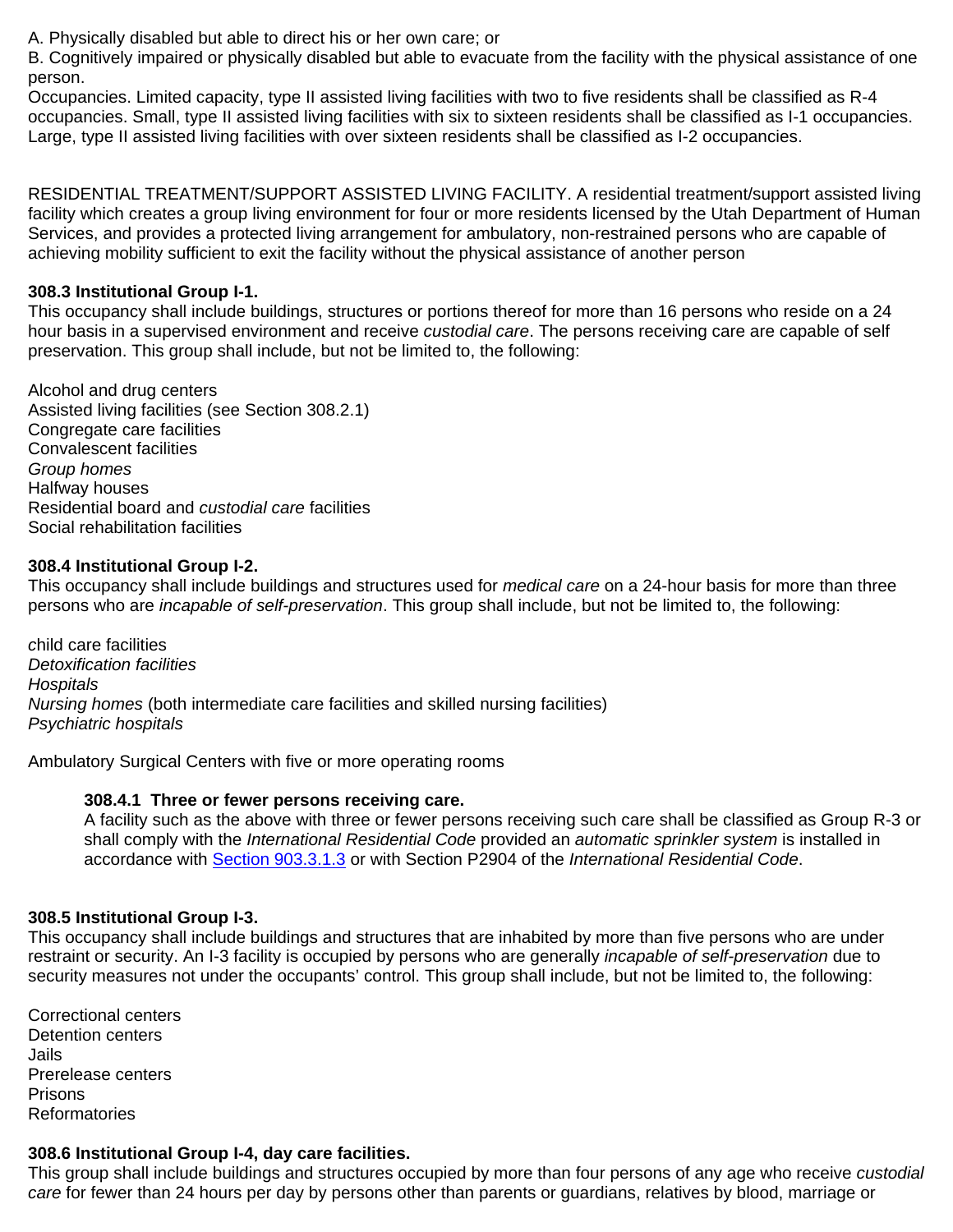A. Physically disabled but able to direct his or her own care; or
B. Cognitively impaired or physically disabled but able to evacuate from the facility with the physical assistance of one person.
Occupancies. Limited capacity, type II assisted living facilities with two to five residents shall be classified as R-4 occupancies. Small, type II assisted living facilities with six to sixteen residents shall be classified as I-1 occupancies. Large, type II assisted living facilities with over sixteen residents shall be classified as I-2 occupancies.

RESIDENTIAL TREATMENT/SUPPORT ASSISTED LIVING FACILITY. A residential treatment/support assisted living facility which creates a group living environment for four or more residents licensed by the Utah Department of Human Services, and provides a protected living arrangement for ambulatory, non-restrained persons who are capable of achieving mobility sufficient to exit the facility without the physical assistance of another person

**308.3 Institutional Group I-1.**
This occupancy shall include buildings, structures or portions thereof for more than 16 persons who reside on a 24 hour basis in a supervised environment and receive *custodial care*. The persons receiving care are capable of self preservation. This group shall include, but not be limited to, the following:

Alcohol and drug centers
Assisted living facilities (see Section 308.2.1)
Congregate care facilities
Convalescent facilities
*Group homes*
Halfway houses
Residential board and *custodial care* facilities
Social rehabilitation facilities

**308.4 Institutional Group I-2.**
This occupancy shall include buildings and structures used for *medical care* on a 24-hour basis for more than three persons who are *incapable of self-preservation*. This group shall include, but not be limited to, the following:

*c*hild care facilities
*Detoxification facilities*
*Hospitals*
*Nursing homes* (both intermediate care facilities and skilled nursing facilities)
*Psychiatric hospitals*

Ambulatory Surgical Centers with five or more operating rooms

**308.4.1 Three or fewer persons receiving care.**
A facility such as the above with three or fewer persons receiving such care shall be classified as Group R-3 or shall comply with the *International Residential Code* provided an *automatic sprinkler system* is installed in accordance with Section 903.3.1.3 or with Section P2904 of the *International Residential Code*.

**308.5 Institutional Group I-3.**
This occupancy shall include buildings and structures that are inhabited by more than five persons who are under restraint or security. An I-3 facility is occupied by persons who are generally *incapable of self-preservation* due to security measures not under the occupants' control. This group shall include, but not be limited to, the following:

Correctional centers
Detention centers
Jails
Prerelease centers
Prisons
Reformatories

**308.6 Institutional Group I-4, day care facilities.**
This group shall include buildings and structures occupied by more than four persons of any age who receive *custodial care* for fewer than 24 hours per day by persons other than parents or guardians, relatives by blood, marriage or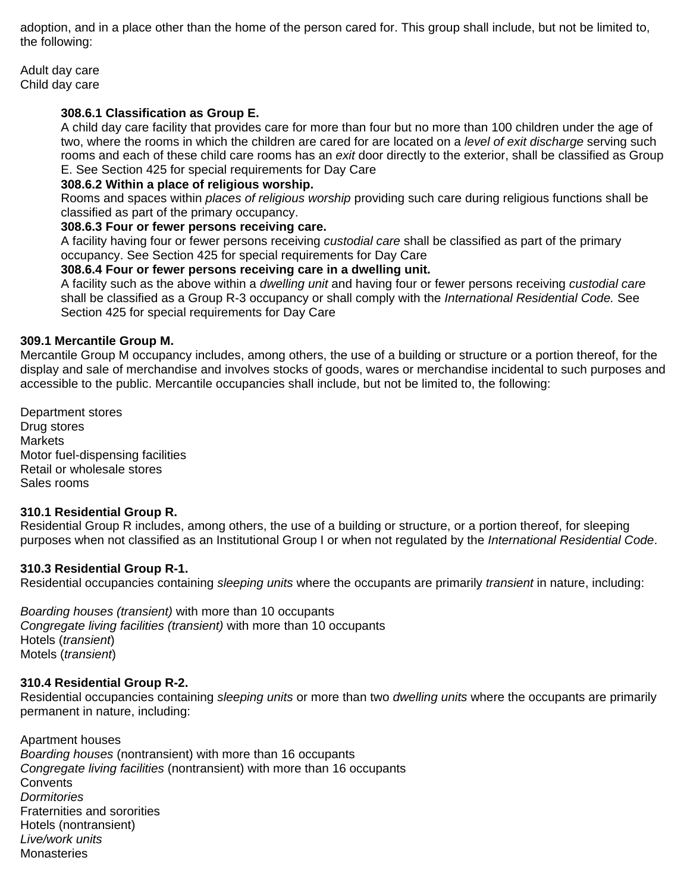adoption, and in a place other than the home of the person cared for. This group shall include, but not be limited to, the following:

Adult day care
Child day care

**308.6.1 Classification as Group E.**
A child day care facility that provides care for more than four but no more than 100 children under the age of two, where the rooms in which the children are cared for are located on a *level of exit discharge* serving such rooms and each of these child care rooms has an *exit* door directly to the exterior, shall be classified as Group E. See Section 425 for special requirements for Day Care

**308.6.2 Within a place of religious worship.**
Rooms and spaces within *places of religious worship* providing such care during religious functions shall be classified as part of the primary occupancy.

**308.6.3 Four or fewer persons receiving care.**
A facility having four or fewer persons receiving *custodial care* shall be classified as part of the primary occupancy. See Section 425 for special requirements for Day Care

**308.6.4 Four or fewer persons receiving care in a dwelling unit.**
A facility such as the above within a *dwelling unit* and having four or fewer persons receiving *custodial care* shall be classified as a Group R-3 occupancy or shall comply with the *International Residential Code.* See Section 425 for special requirements for Day Care

**309.1 Mercantile Group M.**
Mercantile Group M occupancy includes, among others, the use of a building or structure or a portion thereof, for the display and sale of merchandise and involves stocks of goods, wares or merchandise incidental to such purposes and accessible to the public. Mercantile occupancies shall include, but not be limited to, the following:

Department stores
Drug stores
Markets
Motor fuel-dispensing facilities
Retail or wholesale stores
Sales rooms

**310.1 Residential Group R.**
Residential Group R includes, among others, the use of a building or structure, or a portion thereof, for sleeping purposes when not classified as an Institutional Group I or when not regulated by the *International Residential Code*.

**310.3 Residential Group R-1.**
Residential occupancies containing *sleeping units* where the occupants are primarily *transient* in nature, including:

*Boarding houses (transient)* with more than 10 occupants
*Congregate living facilities (transient)* with more than 10 occupants
Hotels (*transient*)
Motels (*transient*)

**310.4 Residential Group R-2.**
Residential occupancies containing *sleeping units* or more than two *dwelling units* where the occupants are primarily permanent in nature, including:

Apartment houses
*Boarding houses* (nontransient) with more than 16 occupants
*Congregate living facilities* (nontransient) with more than 16 occupants
Convents
*Dormitories*
Fraternities and sororities
Hotels (nontransient)
*Live/work units*
Monasteries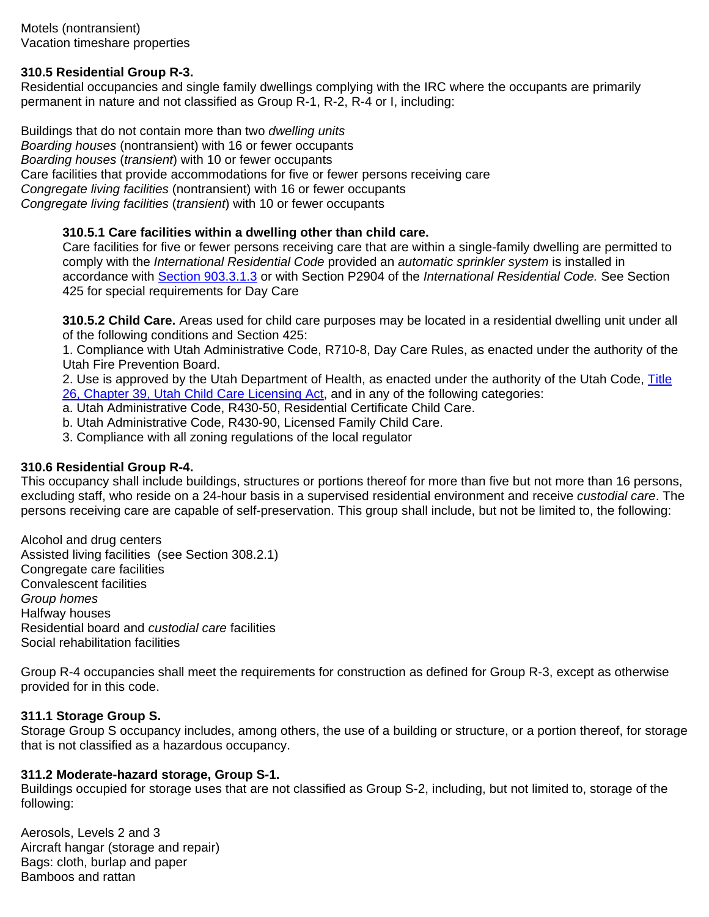Motels (nontransient)
Vacation timeshare properties

### 310.5 Residential Group R-3.

Residential occupancies and single family dwellings complying with the IRC where the occupants are primarily permanent in nature and not classified as Group R-1, R-2, R-4 or I, including:

Buildings that do not contain more than two *dwelling units*
*Boarding houses* (nontransient) with 16 or fewer occupants
*Boarding houses* (*transient*) with 10 or fewer occupants
Care facilities that provide accommodations for five or fewer persons receiving care
*Congregate living facilities* (nontransient) with 16 or fewer occupants
*Congregate living facilities* (*transient*) with 10 or fewer occupants

**310.5.1 Care facilities within a dwelling other than child care.**
Care facilities for five or fewer persons receiving care that are within a single-family dwelling are permitted to comply with the *International Residential Code* provided an *automatic sprinkler system* is installed in accordance with Section 903.3.1.3 or with Section P2904 of the *International Residential Code.* See Section 425 for special requirements for Day Care

**310.5.2 Child Care.** Areas used for child care purposes may be located in a residential dwelling unit under all of the following conditions and Section 425:

1. Compliance with Utah Administrative Code, R710-8, Day Care Rules, as enacted under the authority of the Utah Fire Prevention Board.
2. Use is approved by the Utah Department of Health, as enacted under the authority of the Utah Code, Title 26, Chapter 39, Utah Child Care Licensing Act, and in any of the following categories:
   a. Utah Administrative Code, R430-50, Residential Certificate Child Care.
   b. Utah Administrative Code, R430-90, Licensed Family Child Care.
3. Compliance with all zoning regulations of the local regulator

### 310.6 Residential Group R-4.

This occupancy shall include buildings, structures or portions thereof for more than five but not more than 16 persons, excluding staff, who reside on a 24-hour basis in a supervised residential environment and receive *custodial care*. The persons receiving care are capable of self-preservation. This group shall include, but not be limited to, the following:

Alcohol and drug centers
Assisted living facilities (see Section 308.2.1)
Congregate care facilities
Convalescent facilities
*Group homes*
Halfway houses
Residential board and *custodial care* facilities
Social rehabilitation facilities

Group R-4 occupancies shall meet the requirements for construction as defined for Group R-3, except as otherwise provided for in this code.

### 311.1 Storage Group S.

Storage Group S occupancy includes, among others, the use of a building or structure, or a portion thereof, for storage that is not classified as a hazardous occupancy.

### 311.2 Moderate-hazard storage, Group S-1.

Buildings occupied for storage uses that are not classified as Group S-2, including, but not limited to, storage of the following:

Aerosols, Levels 2 and 3
Aircraft hangar (storage and repair)
Bags: cloth, burlap and paper
Bamboos and rattan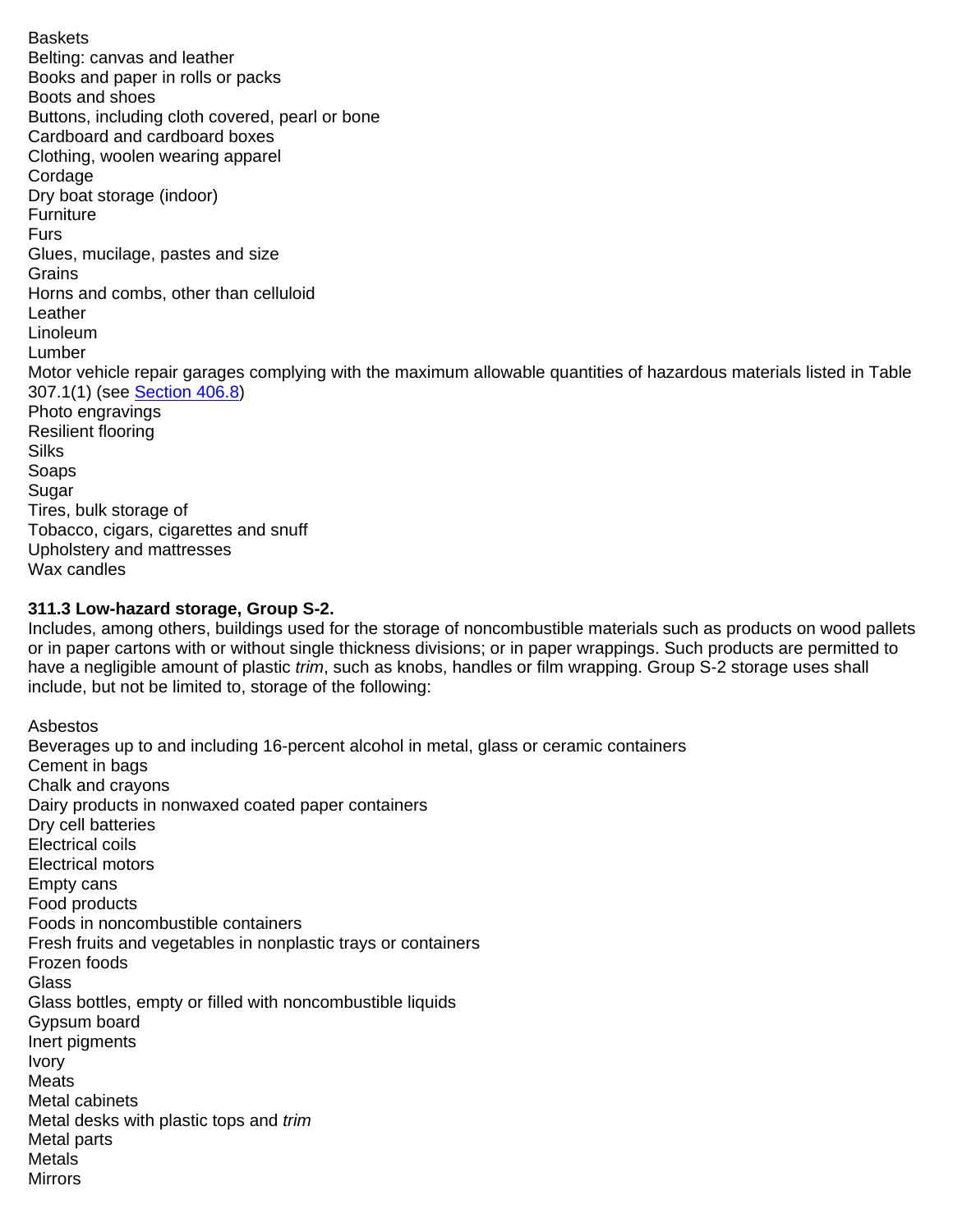Baskets
Belting: canvas and leather
Books and paper in rolls or packs
Boots and shoes
Buttons, including cloth covered, pearl or bone
Cardboard and cardboard boxes
Clothing, woolen wearing apparel
Cordage
Dry boat storage (indoor)
Furniture
Furs
Glues, mucilage, pastes and size
Grains
Horns and combs, other than celluloid
Leather
Linoleum
Lumber
Motor vehicle repair garages complying with the maximum allowable quantities of hazardous materials listed in Table 307.1(1) (see Section 406.8)
Photo engravings
Resilient flooring
Silks
Soaps
Sugar
Tires, bulk storage of
Tobacco, cigars, cigarettes and snuff
Upholstery and mattresses
Wax candles

**311.3 Low-hazard storage, Group S-2.**
Includes, among others, buildings used for the storage of noncombustible materials such as products on wood pallets or in paper cartons with or without single thickness divisions; or in paper wrappings. Such products are permitted to have a negligible amount of plastic *trim*, such as knobs, handles or film wrapping. Group S-2 storage uses shall include, but not be limited to, storage of the following:

Asbestos
Beverages up to and including 16-percent alcohol in metal, glass or ceramic containers
Cement in bags
Chalk and crayons
Dairy products in nonwaxed coated paper containers
Dry cell batteries
Electrical coils
Electrical motors
Empty cans
Food products
Foods in noncombustible containers
Fresh fruits and vegetables in nonplastic trays or containers
Frozen foods
Glass
Glass bottles, empty or filled with noncombustible liquids
Gypsum board
Inert pigments
Ivory
Meats
Metal cabinets
Metal desks with plastic tops and *trim*
Metal parts
Metals
Mirrors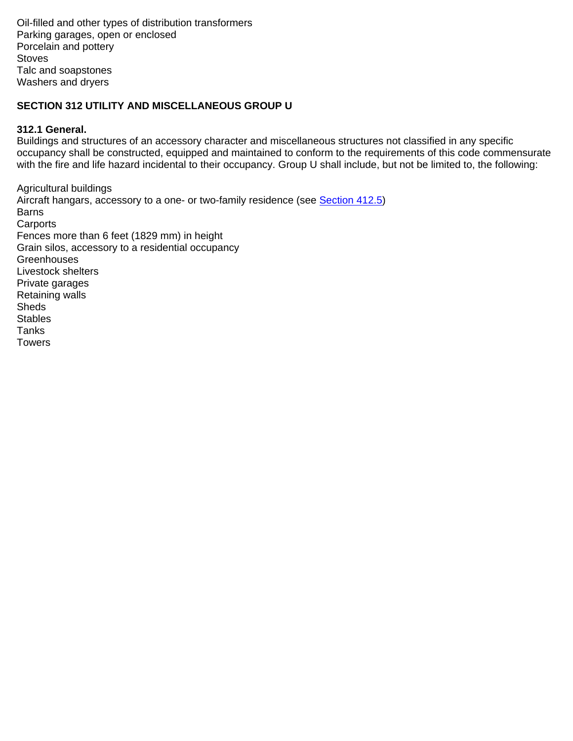Oil-filled and other types of distribution transformers
Parking garages, open or enclosed
Porcelain and pottery
Stoves
Talc and soapstones
Washers and dryers

## SECTION 312 UTILITY AND MISCELLANEOUS GROUP U

**312.1 General.**
Buildings and structures of an accessory character and miscellaneous structures not classified in any specific occupancy shall be constructed, equipped and maintained to conform to the requirements of this code commensurate with the fire and life hazard incidental to their occupancy. Group U shall include, but not be limited to, the following:

Agricultural buildings
Aircraft hangars, accessory to a one- or two-family residence (see Section 412.5)
Barns
Carports
Fences more than 6 feet (1829 mm) in height
Grain silos, accessory to a residential occupancy
Greenhouses
Livestock shelters
Private garages
Retaining walls
Sheds
Stables
Tanks
Towers